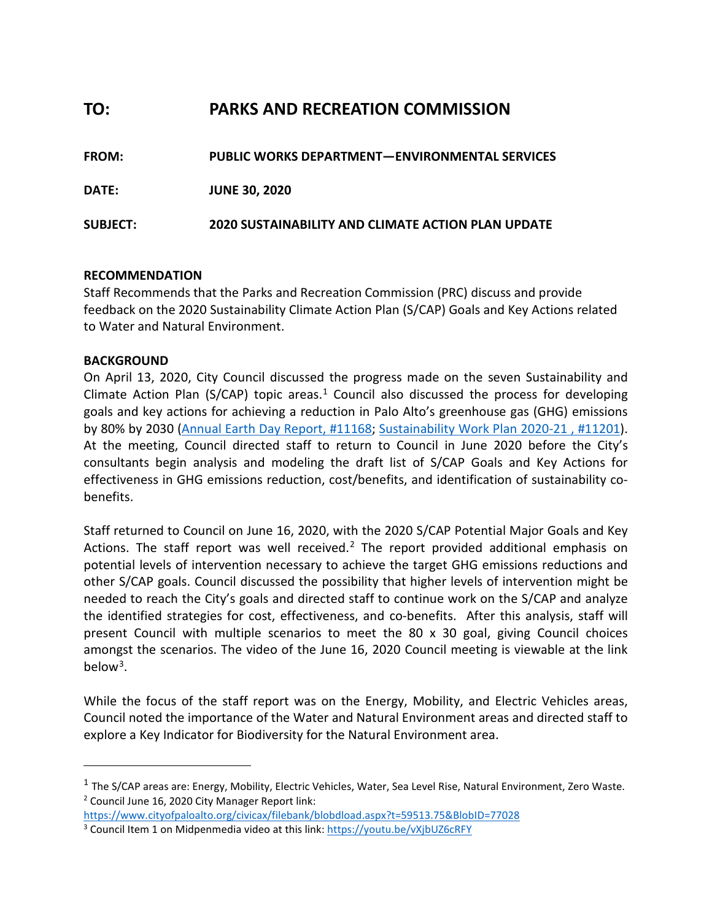# TO: PARKS AND RECREATION COMMISSION

**FROM:** PUBLIC WORKS DEPARTMENT—ENVIRONMENTAL SERVICES

**DATE:** JUNE 30, 2020

**SUBJECT:** 2020 SUSTAINABILITY AND CLIMATE ACTION PLAN UPDATE

## RECOMMENDATION

Staff Recommends that the Parks and Recreation Commission (PRC) discuss and provide feedback on the 2020 Sustainability Climate Action Plan (S/CAP) Goals and Key Actions related to Water and Natural Environment.

## BACKGROUND

On April 13, 2020, City Council discussed the progress made on the seven Sustainability and Climate Action Plan (S/CAP) topic areas.[1] Council also discussed the process for developing goals and key actions for achieving a reduction in Palo Alto's greenhouse gas (GHG) emissions by 80% by 2030 ([Annual Earth Day Report, #11168](); [Sustainability Work Plan 2020-21 , #11201]()). At the meeting, Council directed staff to return to Council in June 2020 before the City's consultants begin analysis and modeling the draft list of S/CAP Goals and Key Actions for effectiveness in GHG emissions reduction, cost/benefits, and identification of sustainability co-benefits.

Staff returned to Council on June 16, 2020, with the 2020 S/CAP Potential Major Goals and Key Actions. The staff report was well received.[2] The report provided additional emphasis on potential levels of intervention necessary to achieve the target GHG emissions reductions and other S/CAP goals. Council discussed the possibility that higher levels of intervention might be needed to reach the City's goals and directed staff to continue work on the S/CAP and analyze the identified strategies for cost, effectiveness, and co-benefits. After this analysis, staff will present Council with multiple scenarios to meet the 80 x 30 goal, giving Council choices amongst the scenarios. The video of the June 16, 2020 Council meeting is viewable at the link below[3].

While the focus of the staff report was on the Energy, Mobility, and Electric Vehicles areas, Council noted the importance of the Water and Natural Environment areas and directed staff to explore a Key Indicator for Biodiversity for the Natural Environment area.

---

[1] The S/CAP areas are: Energy, Mobility, Electric Vehicles, Water, Sea Level Rise, Natural Environment, Zero Waste.

[2] Council June 16, 2020 City Manager Report link: https://www.cityofpaloalto.org/civicax/filebank/blobdload.aspx?t=59513.75&BlobID=77028

[3] Council Item 1 on Midpenmedia video at this link: https://youtu.be/vXjbUZ6cRFY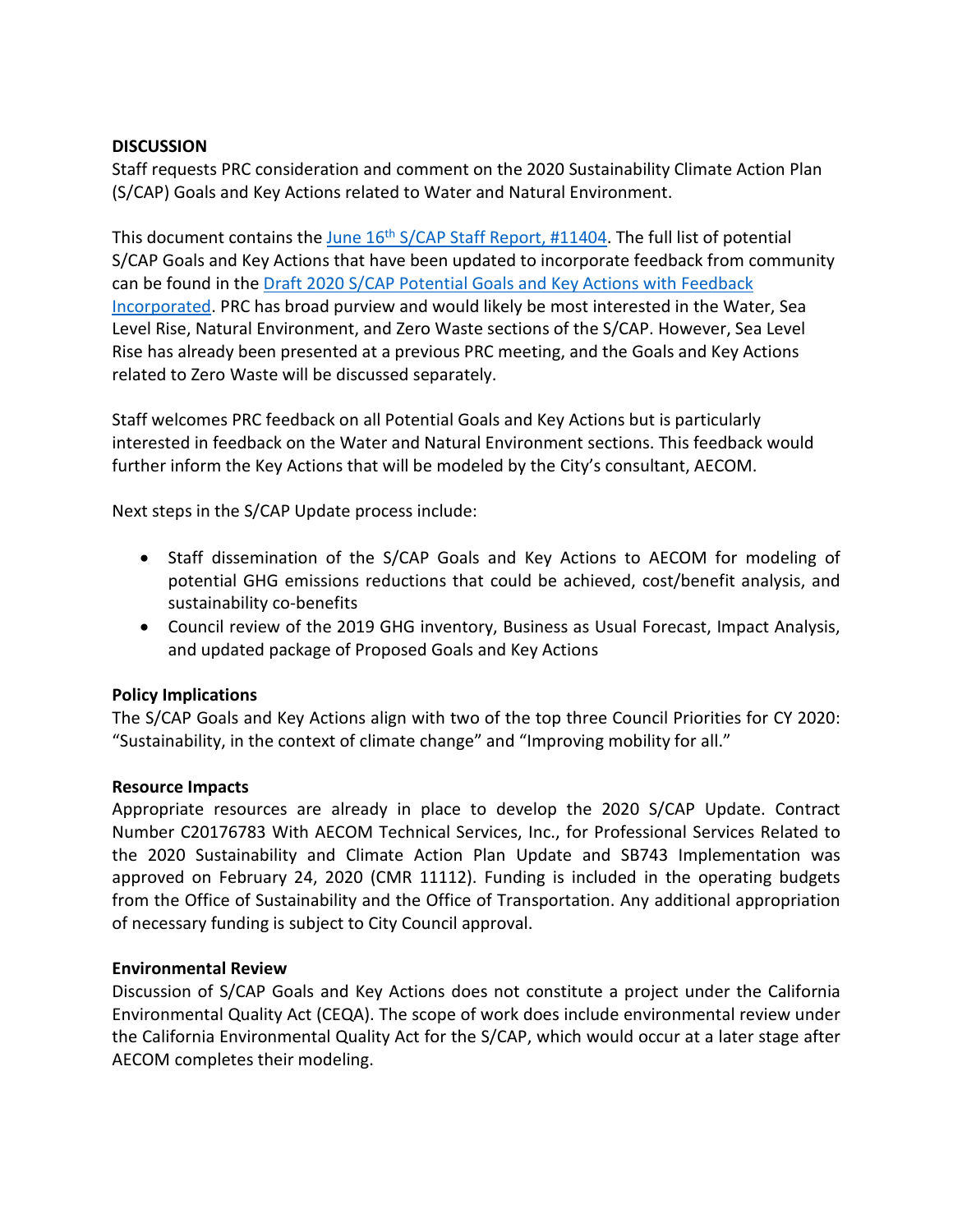**DISCUSSION**

Staff requests PRC consideration and comment on the 2020 Sustainability Climate Action Plan (S/CAP) Goals and Key Actions related to Water and Natural Environment.

This document contains the June 16th S/CAP Staff Report, #11404. The full list of potential S/CAP Goals and Key Actions that have been updated to incorporate feedback from community can be found in the Draft 2020 S/CAP Potential Goals and Key Actions with Feedback Incorporated. PRC has broad purview and would likely be most interested in the Water, Sea Level Rise, Natural Environment, and Zero Waste sections of the S/CAP. However, Sea Level Rise has already been presented at a previous PRC meeting, and the Goals and Key Actions related to Zero Waste will be discussed separately.

Staff welcomes PRC feedback on all Potential Goals and Key Actions but is particularly interested in feedback on the Water and Natural Environment sections. This feedback would further inform the Key Actions that will be modeled by the City's consultant, AECOM.

Next steps in the S/CAP Update process include:

- Staff dissemination of the S/CAP Goals and Key Actions to AECOM for modeling of potential GHG emissions reductions that could be achieved, cost/benefit analysis, and sustainability co-benefits
- Council review of the 2019 GHG inventory, Business as Usual Forecast, Impact Analysis, and updated package of Proposed Goals and Key Actions

**Policy Implications**

The S/CAP Goals and Key Actions align with two of the top three Council Priorities for CY 2020: "Sustainability, in the context of climate change" and "Improving mobility for all."

**Resource Impacts**

Appropriate resources are already in place to develop the 2020 S/CAP Update. Contract Number C20176783 With AECOM Technical Services, Inc., for Professional Services Related to the 2020 Sustainability and Climate Action Plan Update and SB743 Implementation was approved on February 24, 2020 (CMR 11112). Funding is included in the operating budgets from the Office of Sustainability and the Office of Transportation. Any additional appropriation of necessary funding is subject to City Council approval.

**Environmental Review**

Discussion of S/CAP Goals and Key Actions does not constitute a project under the California Environmental Quality Act (CEQA). The scope of work does include environmental review under the California Environmental Quality Act for the S/CAP, which would occur at a later stage after AECOM completes their modeling.